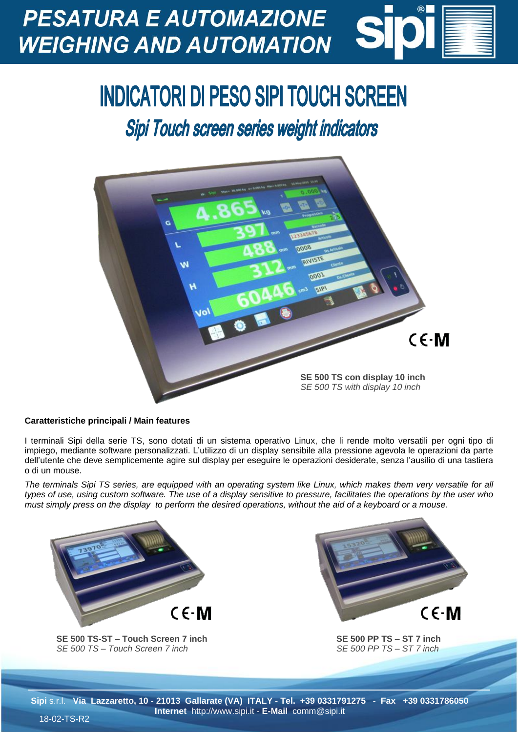PESATURA E AUTOMAZIONE
WEIGHING AND AUTOMATION

# INDICATORI DI PESO SIPI TOUCH SCREEN

## *Sipi Touch screen series weight indicators*

**SE 500 TS con display 10 inch**
*SE 500 TS with display 10 inch*

**Caratteristiche principali / Main features**

I terminali Sipi della serie TS, sono dotati di un sistema operativo Linux, che li rende molto versatili per ogni tipo di impiego, mediante software personalizzati. L'utilizzo di un display sensibile alla pressione agevola le operazioni da parte dell'utente che deve semplicemente agire sul display per eseguire le operazioni desiderate, senza l'ausilio di una tastiera o di un mouse.

*The terminals Sipi TS series, are equipped with an operating system like Linux, which makes them very versatile for all types of use, using custom software. The use of a display sensitive to pressure, facilitates the operations by the user who must simply press on the display to perform the desired operations, without the aid of a keyboard or a mouse.*

**SE 500 TS-ST – Touch Screen 7 inch**
*SE 500 TS – Touch Screen 7 inch*

**SE 500 PP TS – ST 7 inch**
*SE 500 PP TS – ST 7 inch*

**Sipi** s.r.l. **Via Lazzaretto, 10 - 21013 Gallarate (VA) ITALY - Tel. +39 0331791275 - Fax +39 0331786050**
**Internet** http://www.sipi.it - **E-Mail** comm@sipi.it

18-02-TS-R2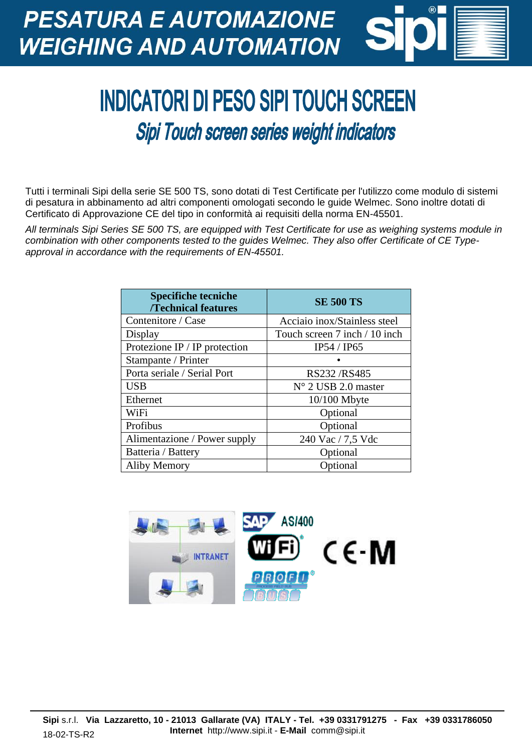# INDICATORI DI PESO SIPI TOUCH SCREEN

## *Sipi Touch screen series weight indicators*

Tutti i terminali Sipi della serie SE 500 TS, sono dotati di Test Certificate per l'utilizzo come modulo di sistemi di pesatura in abbinamento ad altri componenti omologati secondo le guide Welmec. Sono inoltre dotati di Certificato di Approvazione CE del tipo in conformità ai requisiti della norma EN-45501.

*All terminals Sipi Series SE 500 TS, are equipped with Test Certificate for use as weighing systems module in combination with other components tested to the guides Welmec. They also offer Certificate of CE Type-approval in accordance with the requirements of EN-45501.*

| Specifiche tecniche /Technical features | SE 500 TS |
|---|---|
| Contenitore / Case | Acciaio inox/Stainless steel |
| Display | Touch screen 7 inch / 10 inch |
| Protezione IP / IP protection | IP54 / IP65 |
| Stampante / Printer | • |
| Porta seriale / Serial Port | RS232 /RS485 |
| USB | N° 2 USB 2.0 master |
| Ethernet | 10/100 Mbyte |
| WiFi | Optional |
| Profibus | Optional |
| Alimentazione / Power supply | 240 Vac / 7,5 Vdc |
| Batteria / Battery | Optional |
| Aliby Memory | Optional |

INTRANET

SAP AS/400

WiFi

PROFI BUS

CE-M

**Sipi** s.r.l. **Via Lazzaretto, 10 - 21013 Gallarate (VA) ITALY - Tel. +39 0331791275 - Fax +39 0331786050**
**Internet** http://www.sipi.it - **E-Mail** comm@sipi.it

18-02-TS-R2